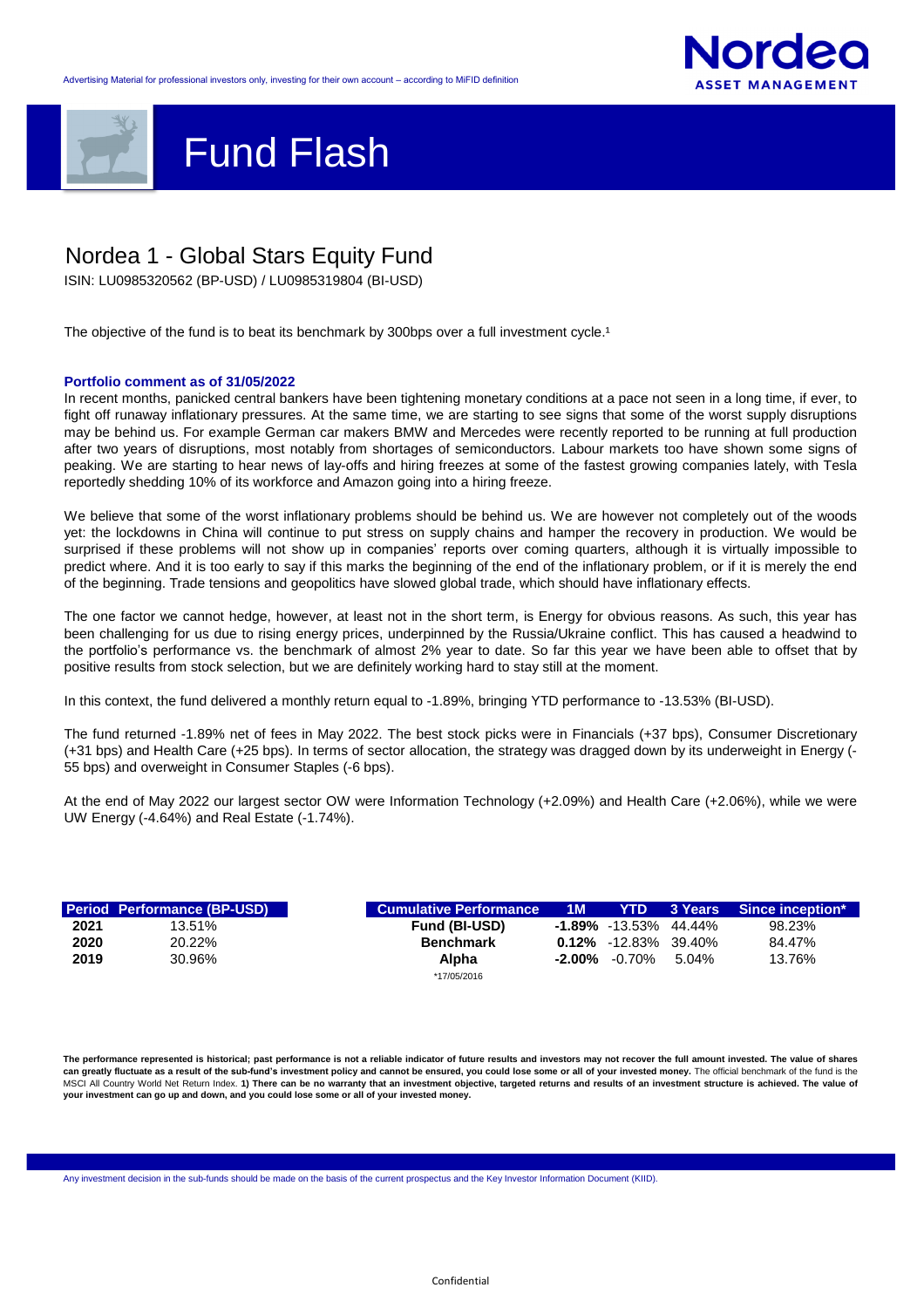Advertising Material for professional investors only, investing for their own account – according to MiFID definition

# Fund Flash

## Nordea 1 - Global Stars Equity Fund

ISIN: LU0985320562 (BP-USD) / LU0985319804 (BI-USD)

The objective of the fund is to beat its benchmark by 300bps over a full investment cycle.[1]

**Portfolio comment as of 31/05/2022**

In recent months, panicked central bankers have been tightening monetary conditions at a pace not seen in a long time, if ever, to fight off runaway inflationary pressures. At the same time, we are starting to see signs that some of the worst supply disruptions may be behind us. For example German car makers BMW and Mercedes were recently reported to be running at full production after two years of disruptions, most notably from shortages of semiconductors. Labour markets too have shown some signs of peaking. We are starting to hear news of lay-offs and hiring freezes at some of the fastest growing companies lately, with Tesla reportedly shedding 10% of its workforce and Amazon going into a hiring freeze.

We believe that some of the worst inflationary problems should be behind us. We are however not completely out of the woods yet: the lockdowns in China will continue to put stress on supply chains and hamper the recovery in production. We would be surprised if these problems will not show up in companies' reports over coming quarters, although it is virtually impossible to predict where. And it is too early to say if this marks the beginning of the end of the inflationary problem, or if it is merely the end of the beginning. Trade tensions and geopolitics have slowed global trade, which should have inflationary effects.

The one factor we cannot hedge, however, at least not in the short term, is Energy for obvious reasons. As such, this year has been challenging for us due to rising energy prices, underpinned by the Russia/Ukraine conflict. This has caused a headwind to the portfolio's performance vs. the benchmark of almost 2% year to date. So far this year we have been able to offset that by positive results from stock selection, but we are definitely working hard to stay still at the moment.

In this context, the fund delivered a monthly return equal to -1.89%, bringing YTD performance to -13.53% (BI-USD).

The fund returned -1.89% net of fees in May 2022. The best stock picks were in Financials (+37 bps), Consumer Discretionary (+31 bps) and Health Care (+25 bps). In terms of sector allocation, the strategy was dragged down by its underweight in Energy (-55 bps) and overweight in Consumer Staples (-6 bps).

At the end of May 2022 our largest sector OW were Information Technology (+2.09%) and Health Care (+2.06%), while we were UW Energy (-4.64%) and Real Estate (-1.74%).

| Period | Performance (BP-USD) |
|---|---|
| 2021 | 13.51% |
| 2020 | 20.22% |
| 2019 | 30.96% |

| Cumulative Performance | 1M | YTD | 3 Years | Since inception* |
|---|---|---|---|---|
| **Fund (BI-USD)** | **-1.89%** | -13.53% | 44.44% | 98.23% |
| **Benchmark** | **0.12%** | -12.83% | 39.40% | 84.47% |
| **Alpha** | **-2.00%** | -0.70% | 5.04% | 13.76% |

*17/05/2016

**The performance represented is historical; past performance is not a reliable indicator of future results and investors may not recover the full amount invested. The value of shares can greatly fluctuate as a result of the sub-fund's investment policy and cannot be ensured, you could lose some or all of your invested money.** The official benchmark of the fund is the MSCI All Country World Net Return Index. **1) There can be no warranty that an investment objective, targeted returns and results of an investment structure is achieved. The value of your investment can go up and down, and you could lose some or all of your invested money.**

Any investment decision in the sub-funds should be made on the basis of the current prospectus and the Key Investor Information Document (KIID).

Confidential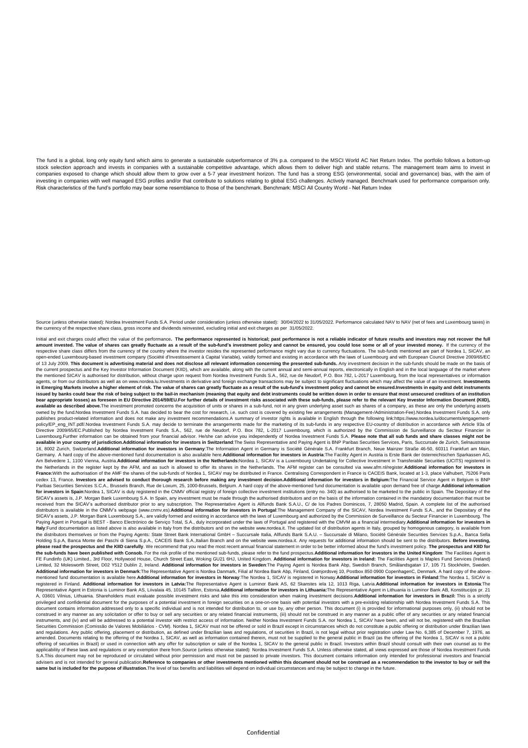The fund is a global, long only equity fund which aims to generate a sustainable outperformance of 3% p.a. compared to the MSCI World AC Net Return Index. The portfolio follows a bottom-up stock selection approach and invests in companies with a sustainable competitive advantage, which allows them to deliver high and stable returns. The management team aims to invest in companies exposed to change which should allow them to grow over a 5-7 year investment horizon. The fund has a strong ESG (environmental, social and governance) bias, with the aim of investing in companies with well managed ESG profiles and/or that contribute to solutions relating to global ESG challenges. Actively managed. Benchmark used for performance comparison only. Risk characteristics of the fund's portfolio may bear some resemblance to those of the benchmark. Benchmark: MSCI All Country World - Net Return Index

Source (unless otherwise stated): Nordea Investment Funds S.A. Period under consideration (unless otherwise stated): 30/04/2022 to 31/05/2022. Performance calculated NAV to NAV (net of fees and Luxembourg taxes) in the currency of the respective share class, gross income and dividends reinvested, excluding initial and exit charges as per 31/05/2022.

Initial and exit charges could affect the value of the performance**. The performance represented is historical; past performance is not a reliable indicator of future results and investors may not recover the full amount invested. The value of shares can greatly fluctuate as a result of the sub-fund's investment policy and cannot be ensured, you could lose some or all of your invested money.** If the currency of the respective share class differs from the currency of the country where the investor resides the represented performance might vary due to currency fluctuations. The sub-funds mentioned are part of Nordea 1, SICAV, an open-ended Luxembourg-based investment company (Société d'Investissement à Capital Variable), validly formed and existing in accordance with the laws of Luxembourg and with European Council Directive 2009/65/EC of 13 July 2009. **This document is advertising material and does not disclose all relevant information concerning the presented sub-funds.** Any investment decision in the sub-funds should be made on the basis of the current prospectus and the Key Investor Information Document (KIID), which are available, along with the current annual and semi-annual reports, electronically in English and in the local language of the market where the mentioned SICAV is authorised for distribution, without charge upon request from Nordea Investment Funds S.A., 562, rue de Neudorf, P.O. Box 782, L-2017 Luxembourg, from the local representatives or information agents, or from our distributors as well as on www.nordea.lu.Investments in derivative and foreign exchange transactions may be subject to significant fluctuations which may affect the value of an investment. **Investments in Emerging Markets involve a higher element of risk. The value of shares can greatly fluctuate as a result of the sub-fund's investment policy and cannot be ensured.Investments in equity and debt instruments issued by banks could bear the risk of being subject to the bail-in mechanism (meaning that equity and debt instruments could be written down in order to ensure that most unsecured creditors of an institution bear appropriate losses) as foreseen in EU Directive 2014/59/EU.For further details of investment risks associated with these sub-funds, please refer to the relevant Key Investor Information Document (KIID), available as described above.**The investment promoted concerns the acquisition of units or shares in a sub-fund, not in any given underlying asset such as shares of a company, as these are only the underlying assets owned by the fund.Nordea Investment Funds S.A. has decided to bear the cost for research, i.e. such cost is covered by existing fee arrangements (Management-/Administration-Fee).Nordea Investment Funds S.A. only publishes product-related information and does not make any investment recommendations.A summary of investor rights is available in English through the following link:https://www.nordea.lu/documents/engagement-policy/EP_eng_INT.pdf/.Nordea Investment Funds S.A. may decide to terminate the arrangements made for the marketing of its sub-funds in any respective EU-country of distribution in accordance with Article 93a of Directive 2009/65/EC.Published by Nordea Investment Funds S.A., 562, rue de Neudorf, P.O. Box 782, L-2017 Luxembourg, which is authorized by the Commission de Surveillance du Secteur Financier in Luxembourg.Further information can be obtained from your financial advisor. He/she can advise you independently of Nordea Investment Funds S.A. **Please note that all sub funds and share classes might not be available in your country of jurisdiction.Additional information for investors in Switzerland**:The Swiss Representative and Paying Agent is BNP Paribas Securities Services, Paris, Succursale de Zurich, Selnaustrasse 16, 8002 Zurich, Switzerland.**Additional information for investors in Germany**:The Information Agent in Germany is Société Générale S.A. Frankfurt Branch, Neue Mainzer Straße 46-50, 60311 Frankfurt am Main, Germany. A hard copy of the above-mentioned fund documentation is also available here.**Additional information for investors in Austria**:The Facility Agent in Austria is Erste Bank der österreichischen Sparkassen AG, Am Belvedere 1, 1100 Vienna, Austria.**Additional information for investors in the Netherlands:**Nordea 1, SICAV is a Luxembourg Undertaking for Collective Investment in Transferable Securities (UCITS) registered in the Netherlands in the register kept by the AFM, and as such is allowed to offer its shares in the Netherlands. The AFM register can be consulted via www.afm.nl/register.**Additional information for investors in France:**With the authorisation of the AMF the shares of the sub-funds of Nordea 1, SICAV may be distributed in France. Centralising Correspondent in France is CACEIS Bank, located at 1-3, place Valhubert, 75206 Paris cedex 13, France. **Investors are advised to conduct thorough research before making any investment decision.Additional information for investors in Belgium:**The Financial Service Agent in Belgium is BNP Paribas Securities Services S.C.A., Brussels Branch, Rue de Loxum, 25, 1000-Brussels, Belgium. A hard copy of the above-mentioned fund documentation is available upon demand free of charge.**Additional information for investors in Spain**:Nordea 1, SICAV is duly registered in the CNMV official registry of foreign collective investment institutions (entry no. 340) as authorised to be marketed to the public in Spain. The Depositary of the SICAV's assets is, J.P. Morgan Bank Luxembourg S.A. In Spain, any investment must be made through the authorised distributors and on the basis of the information contained in the mandatory documentation that must be received from the SICAV's authorised distributor prior to any subscription. The Representative Agent is Allfunds Bank S.A.U., C/ de los Padres Dominicos, 7, 28050 Madrid, Spain. A complete list of the authorised distributors is available in the CNMV's webpage (www.cnmv.es).**Additional information for investors in Portugal**:The Management Company of the SICAV, Nordea Investment Funds S.A., and the Depositary of the SICAV's assets, J.P. Morgan Bank Luxembourg S.A., are validly formed and existing in accordance with the laws of Luxembourg and authorized by the Commission de Surveillance du Secteur Financier in Luxembourg. The Paying Agent in Portugal is BEST - Banco Electrónico de Serviço Total, S.A., duly incorporated under the laws of Portugal and registered with the CMVM as a financial intermediary.**Additional information for investors in Italy**:Fund documentation as listed above is also available in Italy from the distributors and on the website www.nordea.it. The updated list of distribution agents in Italy, grouped by homogenous category, is available from the distributors themselves or from the Paying Agents: State Street Bank International GmbH – Succursale Italia, Allfunds Bank S.A.U. – Succursale di Milano, Société Générale Securities Services S.p.A., Banca Sella Holding S.p.A, Banca Monte dei Paschi di Siena S.p.A., CACEIS Bank S.A.,Italian Branch and on the website www.nordea.it. Any requests for additional information should be sent to the distributors. **Before investing, please read the prospectus and the KIID carefully**. We recommend that you read the most recent annual financial statement in order to be better informed about the fund's investment policy. **The prospectus and KIID for the sub-funds have been published with Consob.** For the risk profile of the mentioned sub-funds, please refer to the fund prospectus.**Additional information for investors in the United Kingdom**: The Facilities Agent is FE Fundinfo (UK) Limited., 3rd Floor, Hollywood House, Church Street East, Woking GU21 6HJ, United Kingdom. **Additional information for investors in Ireland:** The Facilities Agent is Maples Fund Services (Ireland) Limited, 32 Molesworth Street, D02 Y512 Dublin 2, Ireland. **Additional information for investors in Sweden**:The Paying Agent is Nordea Bank Abp, Swedish Branch, Smålandsgatan 17, 105 71 Stockholm, Sweden. **Additional information for investors in Denmark**:The Representative Agent is Nordea Danmark, Filial af Nordea Bank Abp, Finland, Grønjordsvej 10, Postbox 850 0900 CopenhagenC, Denmark. A hard copy of the above-mentioned fund documentation is available here.**Additional information for investors in Norway**:The Nordea 1, SICAV is registered in Norway.**Additional information for investors in Finland**:The Nordea 1, SICAV is registered in Finland. **Additional information for investors in Latvia:**The Representative Agent is Luminor Bank AS, 62 Skanstes iela 12, 1013 Riga, Latvia.**Additional information for investors in Estonia**:The Representative Agent in Estonia is Luminor Bank AS, Liivalaia 45, 10145 Tallinn, Estonia.**Additional information for investors in Lithuania:**The Representative Agent in Lithuania is Luminor Bank AB, Konstitucijos pr. 21 A, 03601 Vilnius, Lithuania. Shareholders must evaluate possible investment risks and take this into consideration when making investment decisions.**Additional information for investors in Brazil:** This is a strictly privileged and confidential document for the purposes of a potential investment in foreign securities on a one-on-one basis with potential investors with a pre-existing relationship with Nordea Investment Funds S.A. This document contains information addressed only to a specific individual and is not intended for distribution to, or use by, any other person. This document (i) is provided for informational purposes only, (ii) should not be construed in any manner as any solicitation or offer to buy or sell any securities or any related financial instruments, (iii) should not be construed in any manner as a public offer of any securities or any related financial instruments, and (iv) and will be addressed to a potential investor with restrict access of information. Neither Nordea Investment Funds S.A. nor Nordea 1, SICAV have been, and will not be, registered with the Brazilian Securities Commission (Comissão de Valores Mobiliários - CVM). Nordea 1, SICAV must not be offered or sold in Brazil except in circumstances which do not constitute a public offering or distribution under Brazilian laws and regulations. Any public offering, placement or distribution, as defined under Brazilian laws and regulations, of securities in Brazil, is not legal without prior registration under Law No. 6,385 of December 7, 1976, as amended. Documents relating to the offering of the Nordea 1, SICAV, as well as information contained therein, must not be supplied to the general public in Brazil (as the offering of the Nordea 1, SICAV is not a public offering of securities in Brazil) or used in connection with any offer for subscription or sale of the Nordea 1, SICAV to the general public in Brazil. Investors within Brazil should consult with their own counsel as to the applicability of these laws and regulations or any exemption there from.Source (unless otherwise stated): Nordea Investment Funds S.A. Unless otherwise stated, all views expressed are those of Nordea Investment Funds S.A.This document may not be reproduced or circulated without prior permission and must not be passed to private investors. This document contains information only intended for professional investors and financial advisers and is not intended for general publication.**Reference to companies or other investments mentioned within this document should not be construed as a recommendation to the investor to buy or sell the same but is included for the purpose of illustration.**The level of tax benefits and liabilities will depend on individual circumstances and may be subject to change in the future.

Confidential